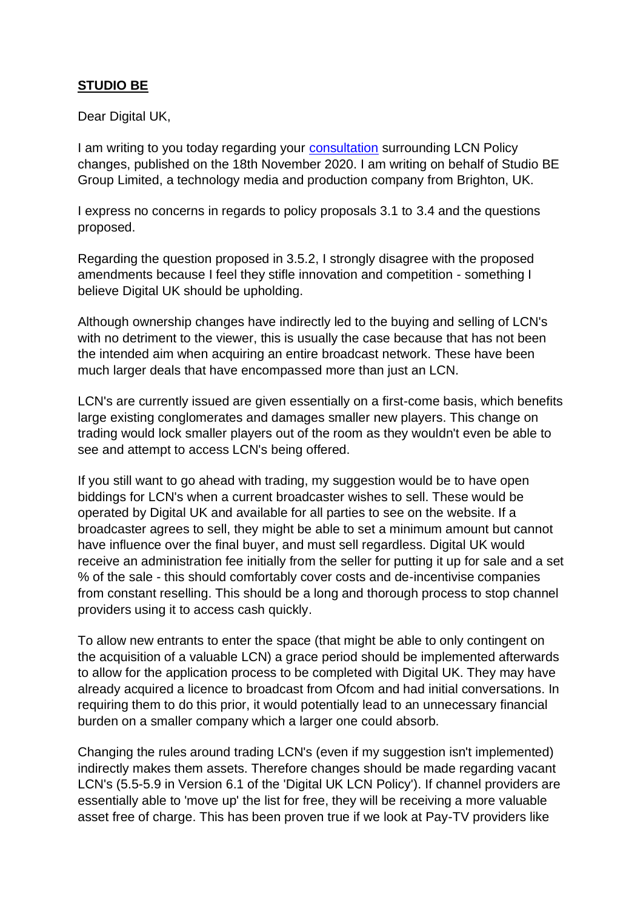**STUDIO BE**

Dear Digital UK,

I am writing to you today regarding your [consultation](#) surrounding LCN Policy changes, published on the 18th November 2020. I am writing on behalf of Studio BE Group Limited, a technology media and production company from Brighton, UK.

I express no concerns in regards to policy proposals 3.1 to 3.4 and the questions proposed.

Regarding the question proposed in 3.5.2, I strongly disagree with the proposed amendments because I feel they stifle innovation and competition - something I believe Digital UK should be upholding.

Although ownership changes have indirectly led to the buying and selling of LCN's with no detriment to the viewer, this is usually the case because that has not been the intended aim when acquiring an entire broadcast network. These have been much larger deals that have encompassed more than just an LCN.

LCN's are currently issued are given essentially on a first-come basis, which benefits large existing conglomerates and damages smaller new players. This change on trading would lock smaller players out of the room as they wouldn't even be able to see and attempt to access LCN's being offered.

If you still want to go ahead with trading, my suggestion would be to have open biddings for LCN's when a current broadcaster wishes to sell. These would be operated by Digital UK and available for all parties to see on the website. If a broadcaster agrees to sell, they might be able to set a minimum amount but cannot have influence over the final buyer, and must sell regardless. Digital UK would receive an administration fee initially from the seller for putting it up for sale and a set % of the sale - this should comfortably cover costs and de-incentivise companies from constant reselling. This should be a long and thorough process to stop channel providers using it to access cash quickly.

To allow new entrants to enter the space (that might be able to only contingent on the acquisition of a valuable LCN) a grace period should be implemented afterwards to allow for the application process to be completed with Digital UK. They may have already acquired a licence to broadcast from Ofcom and had initial conversations. In requiring them to do this prior, it would potentially lead to an unnecessary financial burden on a smaller company which a larger one could absorb.

Changing the rules around trading LCN's (even if my suggestion isn't implemented) indirectly makes them assets. Therefore changes should be made regarding vacant LCN's (5.5-5.9 in Version 6.1 of the 'Digital UK LCN Policy'). If channel providers are essentially able to 'move up' the list for free, they will be receiving a more valuable asset free of charge. This has been proven true if we look at Pay-TV providers like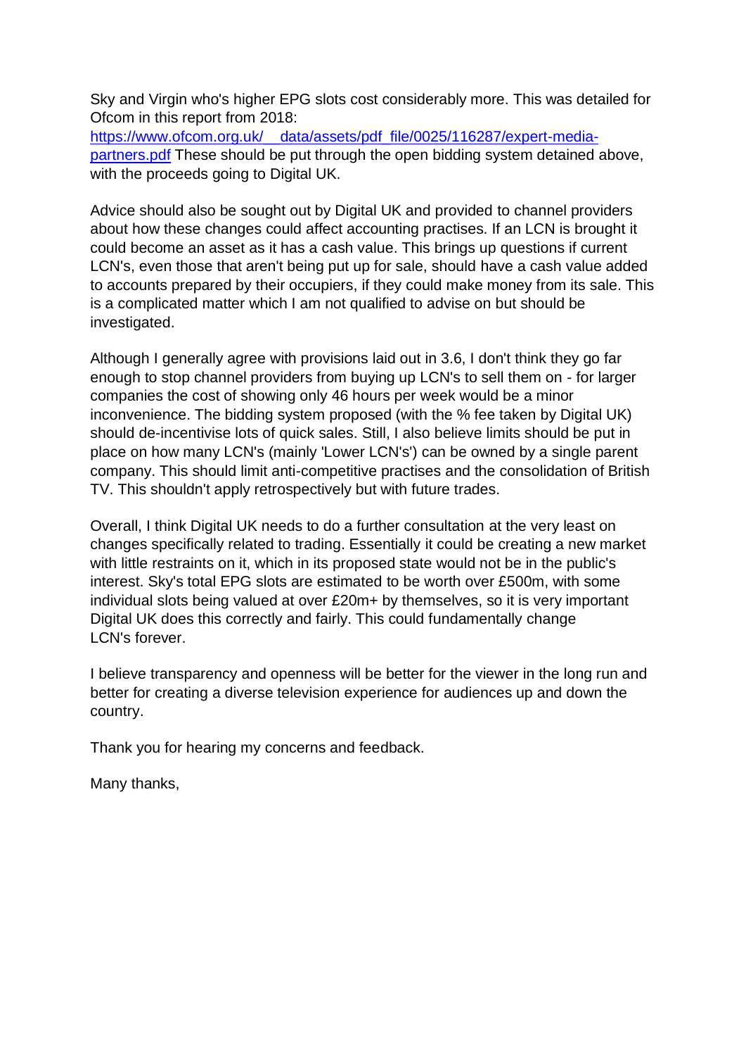Sky and Virgin who's higher EPG slots cost considerably more. This was detailed for Ofcom in this report from 2018: https://www.ofcom.org.uk/__data/assets/pdf_file/0025/116287/expert-media-partners.pdf These should be put through the open bidding system detained above, with the proceeds going to Digital UK.

Advice should also be sought out by Digital UK and provided to channel providers about how these changes could affect accounting practises. If an LCN is brought it could become an asset as it has a cash value. This brings up questions if current LCN's, even those that aren't being put up for sale, should have a cash value added to accounts prepared by their occupiers, if they could make money from its sale. This is a complicated matter which I am not qualified to advise on but should be investigated.

Although I generally agree with provisions laid out in 3.6, I don't think they go far enough to stop channel providers from buying up LCN's to sell them on - for larger companies the cost of showing only 46 hours per week would be a minor inconvenience. The bidding system proposed (with the % fee taken by Digital UK) should de-incentivise lots of quick sales. Still, I also believe limits should be put in place on how many LCN's (mainly 'Lower LCN's') can be owned by a single parent company. This should limit anti-competitive practises and the consolidation of British TV. This shouldn't apply retrospectively but with future trades.

Overall, I think Digital UK needs to do a further consultation at the very least on changes specifically related to trading. Essentially it could be creating a new market with little restraints on it, which in its proposed state would not be in the public's interest. Sky's total EPG slots are estimated to be worth over £500m, with some individual slots being valued at over £20m+ by themselves, so it is very important Digital UK does this correctly and fairly. This could fundamentally change LCN's forever.

I believe transparency and openness will be better for the viewer in the long run and better for creating a diverse television experience for audiences up and down the country.

Thank you for hearing my concerns and feedback.

Many thanks,